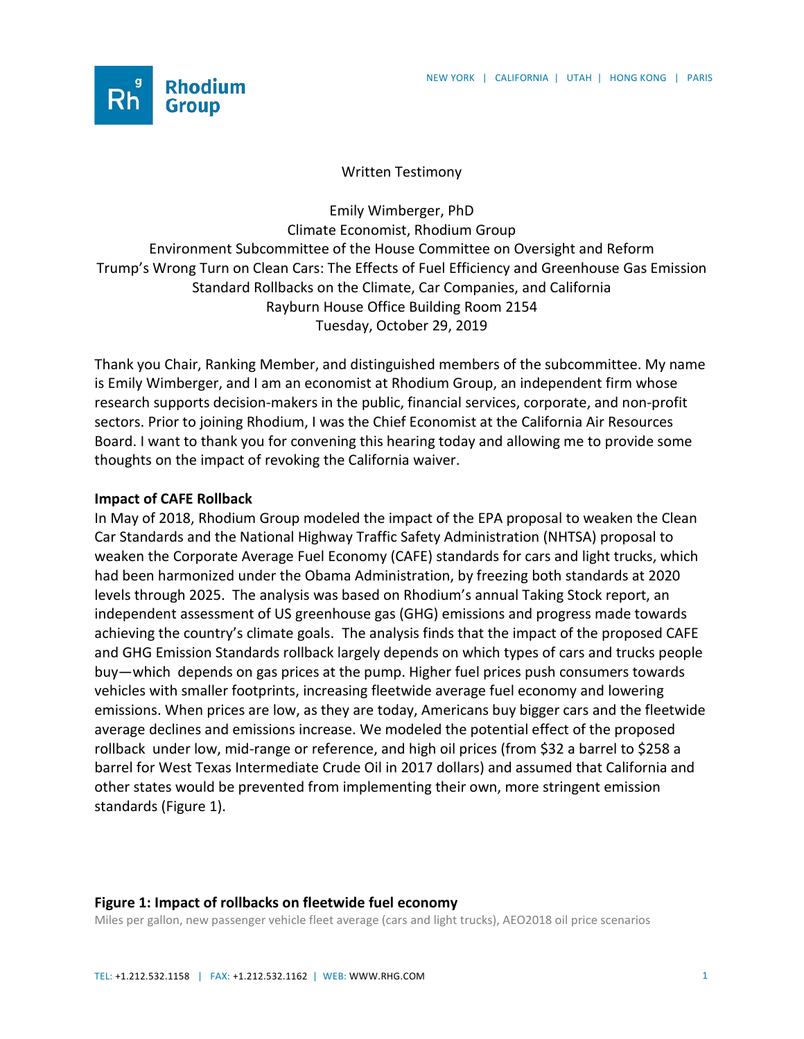Written Testimony

Emily Wimberger, PhD
Climate Economist, Rhodium Group
Environment Subcommittee of the House Committee on Oversight and Reform
Trump's Wrong Turn on Clean Cars: The Effects of Fuel Efficiency and Greenhouse Gas Emission Standard Rollbacks on the Climate, Car Companies, and California
Rayburn House Office Building Room 2154
Tuesday, October 29, 2019

Thank you Chair, Ranking Member, and distinguished members of the subcommittee. My name is Emily Wimberger, and I am an economist at Rhodium Group, an independent firm whose research supports decision-makers in the public, financial services, corporate, and non-profit sectors. Prior to joining Rhodium, I was the Chief Economist at the California Air Resources Board. I want to thank you for convening this hearing today and allowing me to provide some thoughts on the impact of revoking the California waiver.

**Impact of CAFE Rollback**

In May of 2018, Rhodium Group modeled the impact of the EPA proposal to weaken the Clean Car Standards and the National Highway Traffic Safety Administration (NHTSA) proposal to weaken the Corporate Average Fuel Economy (CAFE) standards for cars and light trucks, which had been harmonized under the Obama Administration, by freezing both standards at 2020 levels through 2025. The analysis was based on Rhodium's annual Taking Stock report, an independent assessment of US greenhouse gas (GHG) emissions and progress made towards achieving the country's climate goals. The analysis finds that the impact of the proposed CAFE and GHG Emission Standards rollback largely depends on which types of cars and trucks people buy—which depends on gas prices at the pump. Higher fuel prices push consumers towards vehicles with smaller footprints, increasing fleetwide average fuel economy and lowering emissions. When prices are low, as they are today, Americans buy bigger cars and the fleetwide average declines and emissions increase. We modeled the potential effect of the proposed rollback under low, mid-range or reference, and high oil prices (from \$32 a barrel to \$258 a barrel for West Texas Intermediate Crude Oil in 2017 dollars) and assumed that California and other states would be prevented from implementing their own, more stringent emission standards (Figure 1).

**Figure 1: Impact of rollbacks on fleetwide fuel economy**

Miles per gallon, new passenger vehicle fleet average (cars and light trucks), AEO2018 oil price scenarios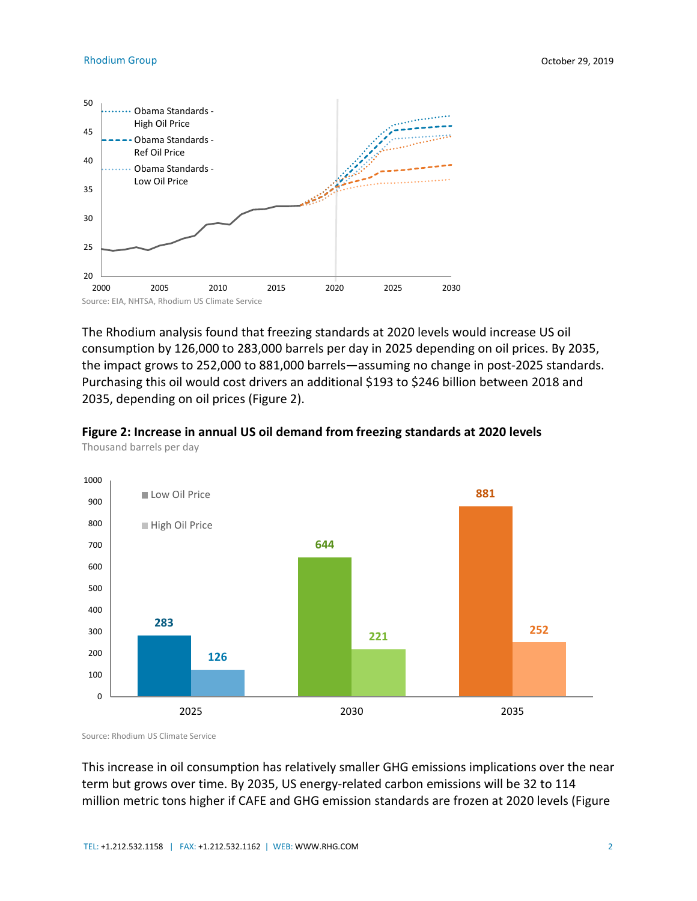Source: EIA, NHTSA, Rhodium US Climate Service

The Rhodium analysis found that freezing standards at 2020 levels would increase US oil consumption by 126,000 to 283,000 barrels per day in 2025 depending on oil prices. By 2035, the impact grows to 252,000 to 881,000 barrels—assuming no change in post-2025 standards. Purchasing this oil would cost drivers an additional $193 to $246 billion between 2018 and 2035, depending on oil prices (Figure 2).

**Figure 2: Increase in annual US oil demand from freezing standards at 2020 levels**

Thousand barrels per day

| | Low Oil Price | High Oil Price |
|---|---|---|
| 2025 | 283 | 126 |
| 2030 | 644 | 221 |
| 2035 | 881 | 252 |

Source: Rhodium US Climate Service

This increase in oil consumption has relatively smaller GHG emissions implications over the near term but grows over time. By 2035, US energy-related carbon emissions will be 32 to 114 million metric tons higher if CAFE and GHG emission standards are frozen at 2020 levels (Figure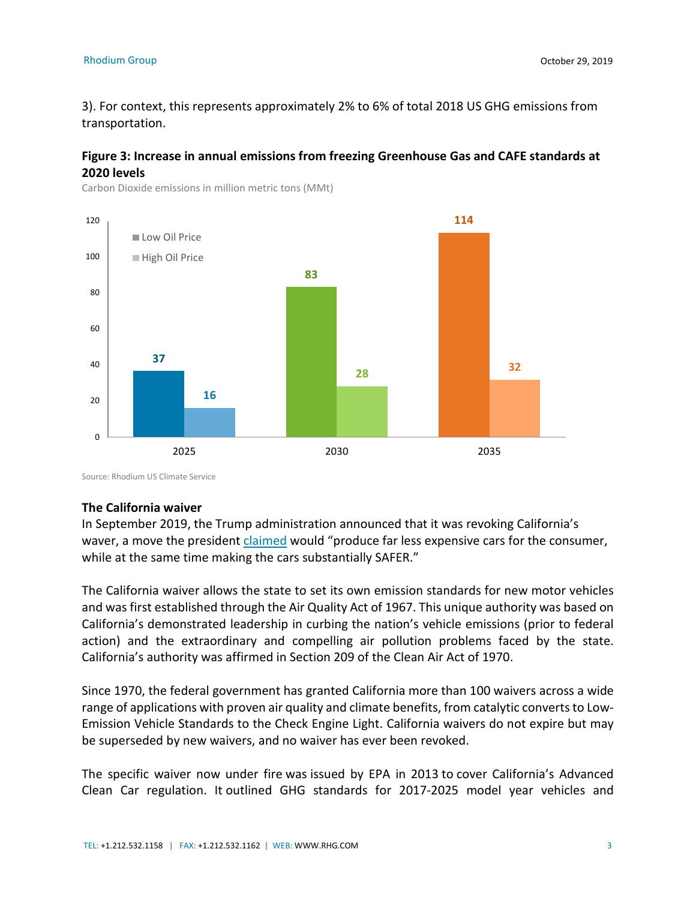3). For context, this represents approximately 2% to 6% of total 2018 US GHG emissions from transportation.

**Figure 3: Increase in annual emissions from freezing Greenhouse Gas and CAFE standards at 2020 levels**

Carbon Dioxide emissions in million metric tons (MMt)

| Year | Low Oil Price | High Oil Price |
|---|---|---|
| 2025 | 37 | 16 |
| 2030 | 83 | 28 |
| 2035 | 114 | 32 |

Source: Rhodium US Climate Service

**The California waiver**

In September 2019, the Trump administration announced that it was revoking California's waver, a move the president claimed would "produce far less expensive cars for the consumer, while at the same time making the cars substantially SAFER."

The California waiver allows the state to set its own emission standards for new motor vehicles and was first established through the Air Quality Act of 1967. This unique authority was based on California's demonstrated leadership in curbing the nation's vehicle emissions (prior to federal action) and the extraordinary and compelling air pollution problems faced by the state. California's authority was affirmed in Section 209 of the Clean Air Act of 1970.

Since 1970, the federal government has granted California more than 100 waivers across a wide range of applications with proven air quality and climate benefits, from catalytic converts to Low-Emission Vehicle Standards to the Check Engine Light. California waivers do not expire but may be superseded by new waivers, and no waiver has ever been revoked.

The specific waiver now under fire was issued by EPA in 2013 to cover California's Advanced Clean Car regulation. It outlined GHG standards for 2017-2025 model year vehicles and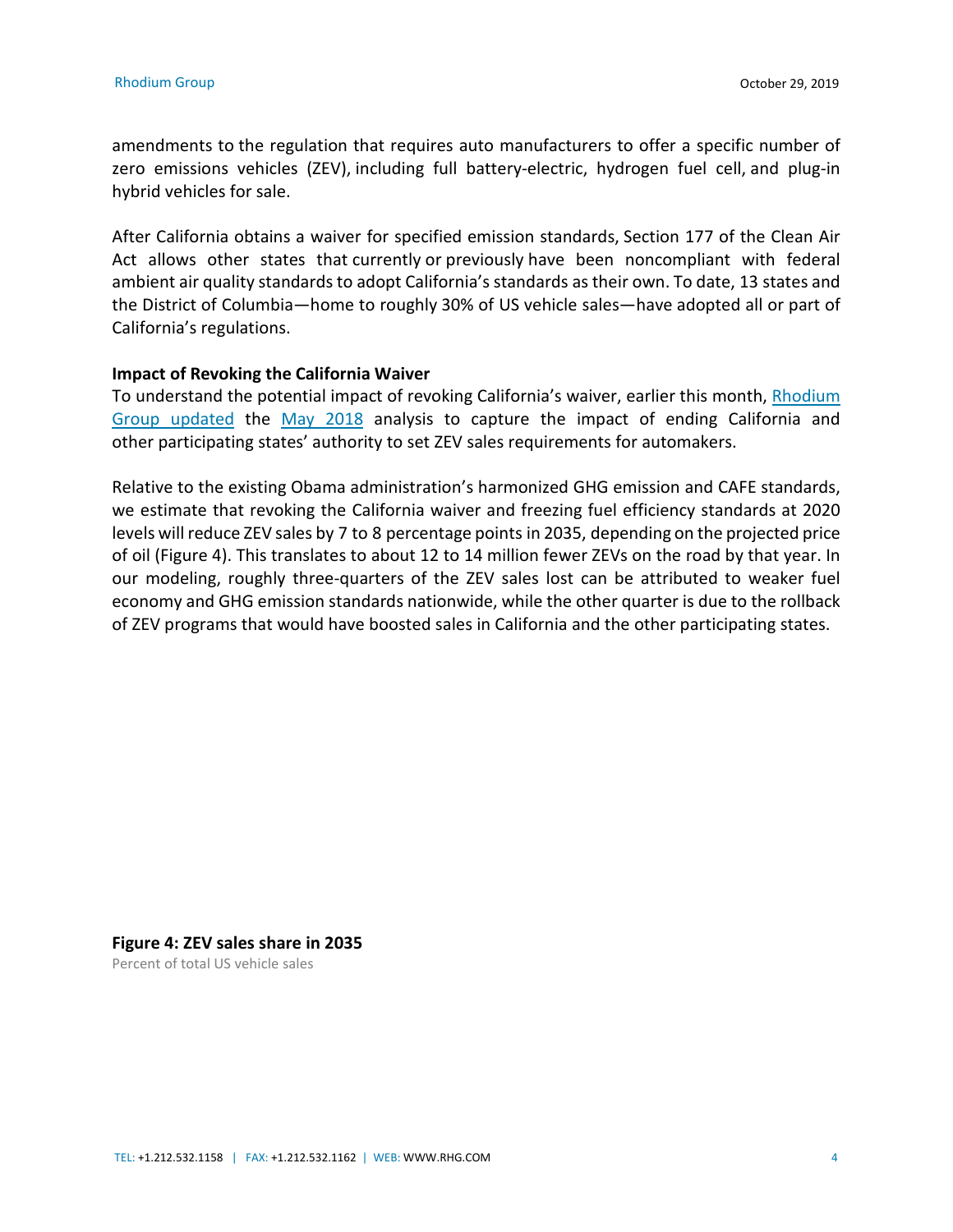amendments to the regulation that requires auto manufacturers to offer a specific number of zero emissions vehicles (ZEV), including full battery-electric, hydrogen fuel cell, and plug-in hybrid vehicles for sale.

After California obtains a waiver for specified emission standards, Section 177 of the Clean Air Act allows other states that currently or previously have been noncompliant with federal ambient air quality standards to adopt California's standards as their own. To date, 13 states and the District of Columbia—home to roughly 30% of US vehicle sales—have adopted all or part of California's regulations.

**Impact of Revoking the California Waiver**

To understand the potential impact of revoking California's waiver, earlier this month, Rhodium Group updated the May 2018 analysis to capture the impact of ending California and other participating states' authority to set ZEV sales requirements for automakers.

Relative to the existing Obama administration's harmonized GHG emission and CAFE standards, we estimate that revoking the California waiver and freezing fuel efficiency standards at 2020 levels will reduce ZEV sales by 7 to 8 percentage points in 2035, depending on the projected price of oil (Figure 4). This translates to about 12 to 14 million fewer ZEVs on the road by that year. In our modeling, roughly three-quarters of the ZEV sales lost can be attributed to weaker fuel economy and GHG emission standards nationwide, while the other quarter is due to the rollback of ZEV programs that would have boosted sales in California and the other participating states.

**Figure 4: ZEV sales share in 2035**

Percent of total US vehicle sales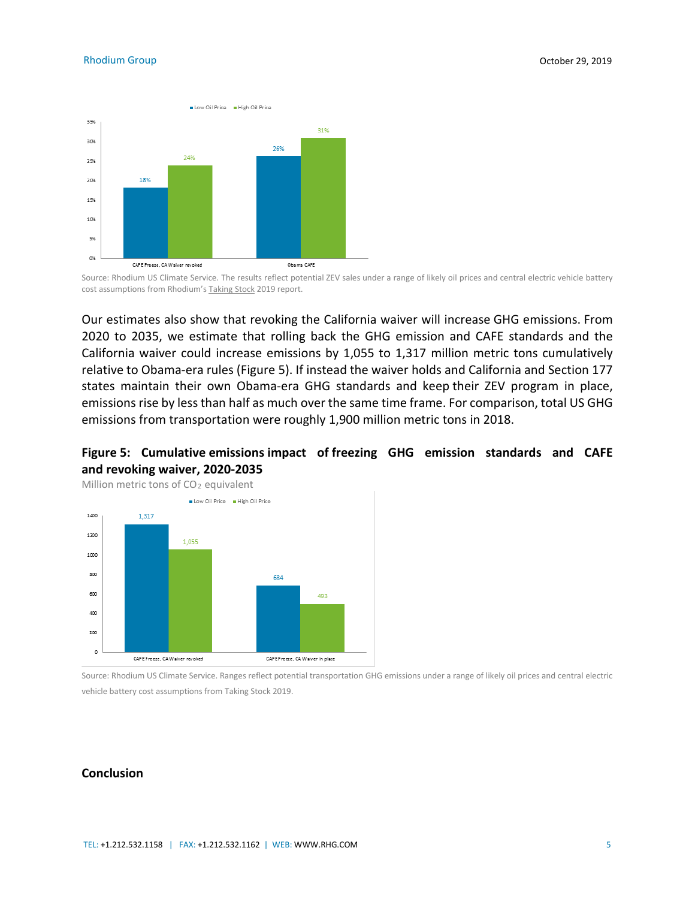Source: Rhodium US Climate Service. The results reflect potential ZEV sales under a range of likely oil prices and central electric vehicle battery cost assumptions from Rhodium's Taking Stock 2019 report.

Our estimates also show that revoking the California waiver will increase GHG emissions. From 2020 to 2035, we estimate that rolling back the GHG emission and CAFE standards and the California waiver could increase emissions by 1,055 to 1,317 million metric tons cumulatively relative to Obama-era rules (Figure 5). If instead the waiver holds and California and Section 177 states maintain their own Obama-era GHG standards and keep their ZEV program in place, emissions rise by less than half as much over the same time frame. For comparison, total US GHG emissions from transportation were roughly 1,900 million metric tons in 2018.

**Figure 5: Cumulative emissions impact of freezing GHG emission standards and CAFE and revoking waiver, 2020-2035**

Million metric tons of $CO_2$ equivalent

Source: Rhodium US Climate Service. Ranges reflect potential transportation GHG emissions under a range of likely oil prices and central electric vehicle battery cost assumptions from Taking Stock 2019.

## Conclusion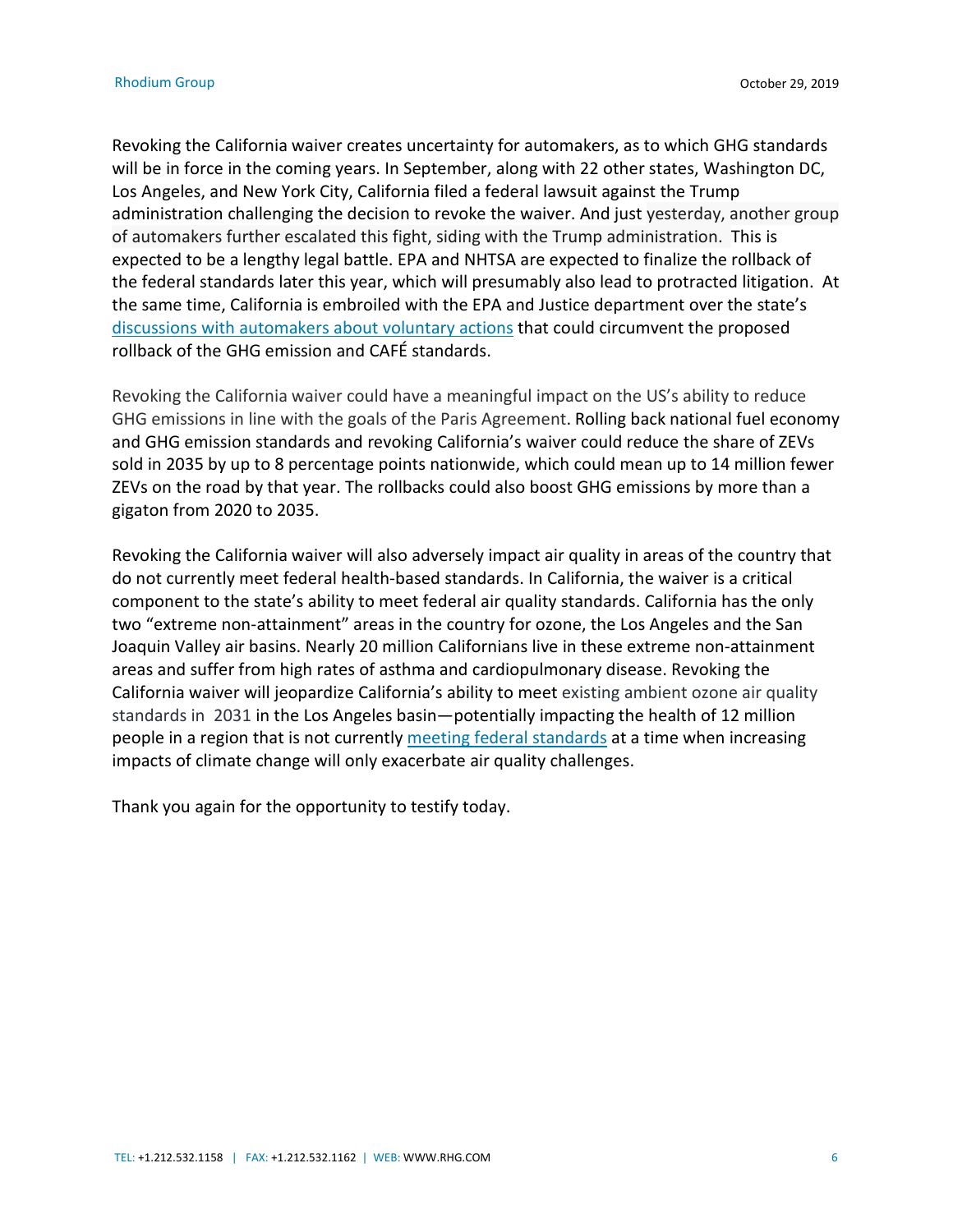Revoking the California waiver creates uncertainty for automakers, as to which GHG standards will be in force in the coming years. In September, along with 22 other states, Washington DC, Los Angeles, and New York City, California filed a federal lawsuit against the Trump administration challenging the decision to revoke the waiver. And just yesterday, another group of automakers further escalated this fight, siding with the Trump administration. This is expected to be a lengthy legal battle. EPA and NHTSA are expected to finalize the rollback of the federal standards later this year, which will presumably also lead to protracted litigation. At the same time, California is embroiled with the EPA and Justice department over the state's [discussions with automakers about voluntary actions] that could circumvent the proposed rollback of the GHG emission and CAFÉ standards.

Revoking the California waiver could have a meaningful impact on the US's ability to reduce GHG emissions in line with the goals of the Paris Agreement. Rolling back national fuel economy and GHG emission standards and revoking California's waiver could reduce the share of ZEVs sold in 2035 by up to 8 percentage points nationwide, which could mean up to 14 million fewer ZEVs on the road by that year. The rollbacks could also boost GHG emissions by more than a gigaton from 2020 to 2035.

Revoking the California waiver will also adversely impact air quality in areas of the country that do not currently meet federal health-based standards. In California, the waiver is a critical component to the state's ability to meet federal air quality standards. California has the only two "extreme non-attainment" areas in the country for ozone, the Los Angeles and the San Joaquin Valley air basins. Nearly 20 million Californians live in these extreme non-attainment areas and suffer from high rates of asthma and cardiopulmonary disease. Revoking the California waiver will jeopardize California's ability to meet existing ambient ozone air quality standards in 2031 in the Los Angeles basin—potentially impacting the health of 12 million people in a region that is not currently [meeting federal standards] at a time when increasing impacts of climate change will only exacerbate air quality challenges.

Thank you again for the opportunity to testify today.